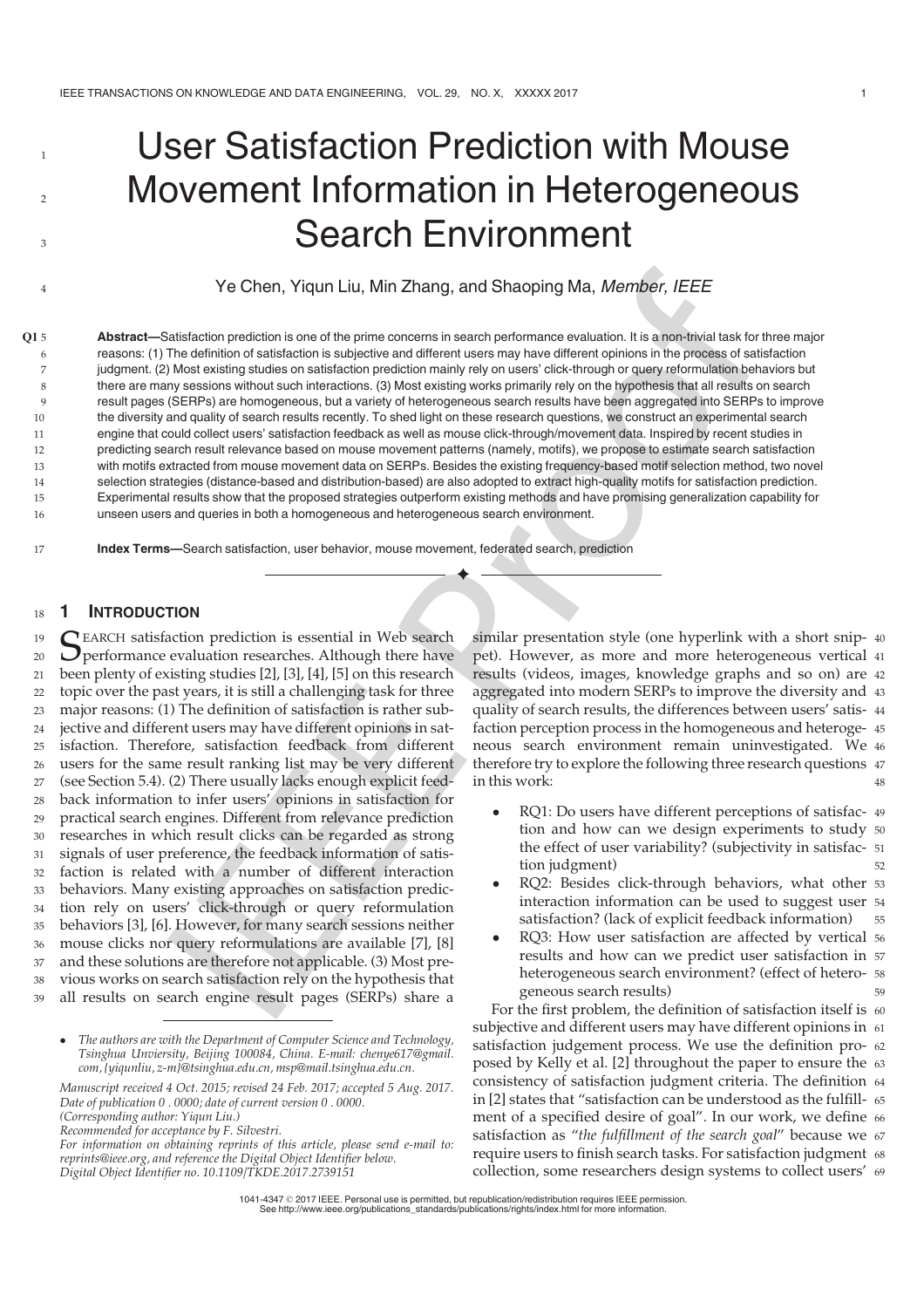# User Satisfaction Prediction with Mouse Movement Information in Heterogeneous Search Environment

Ye Chen, Yiqun Liu, Min Zhang, and Shaoping Ma, *Member, IEEE*

**Abstract**—Satisfaction prediction is one of the prime concerns in search performance evaluation. It is a non-trivial task for three major reasons: (1) The definition of satisfaction is subjective and different users may have different opinions in the process of satisfaction judgment. (2) Most existing studies on satisfaction prediction mainly rely on users' click-through or query reformulation behaviors but there are many sessions without such interactions. (3) Most existing works primarily rely on the hypothesis that all results on search result pages (SERPs) are homogeneous, but a variety of heterogeneous search results have been aggregated into SERPs to improve the diversity and quality of search results recently. To shed light on these research questions, we construct an experimental search engine that could collect users' satisfaction feedback as well as mouse click-through/movement data. Inspired by recent studies in predicting search result relevance based on mouse movement patterns (namely, motifs), we propose to estimate search satisfaction with motifs extracted from mouse movement data on SERPs. Besides the existing frequency-based motif selection method, two novel selection strategies (distance-based and distribution-based) are also adopted to extract high-quality motifs for satisfaction prediction. Experimental results show that the proposed strategies outperform existing methods and have promising generalization capability for unseen users and queries in both a homogeneous and heterogeneous search environment.

**Index Terms**—Search satisfaction, user behavior, mouse movement, federated search, prediction

## 1 Introduction

Search satisfaction prediction is essential in Web search performance evaluation researches. Although there have been plenty of existing studies [2], [3], [4], [5] on this research topic over the past years, it is still a challenging task for three major reasons: (1) The definition of satisfaction is rather subjective and different users may have different opinions in satisfaction. Therefore, satisfaction feedback from different users for the same result ranking list may be very different (see Section 5.4). (2) There usually lacks enough explicit feedback information to infer users' opinions in satisfaction for practical search engines. Different from relevance prediction researches in which result clicks can be regarded as strong signals of user preference, the feedback information of satisfaction is related with a number of different interaction behaviors. Many existing approaches on satisfaction prediction rely on users' click-through or query reformulation behaviors [3], [6]. However, for many search sessions neither mouse clicks nor query reformulations are available [7], [8] and these solutions are therefore not applicable. (3) Most previous works on search satisfaction rely on the hypothesis that all results on search engine result pages (SERPs) share a similar presentation style (one hyperlink with a short snippet). However, as more and more heterogeneous vertical results (videos, images, knowledge graphs and so on) are aggregated into modern SERPs to improve the diversity and quality of search results, the differences between users' satisfaction perception process in the homogeneous and heterogeneous search environment remain uninvestigated. We therefore try to explore the following three research questions in this work:

- RQ1: Do users have different perceptions of satisfaction and how can we design experiments to study the effect of user variability? (subjectivity in satisfaction judgment)
- RQ2: Besides click-through behaviors, what other interaction information can be used to suggest user satisfaction? (lack of explicit feedback information)
- RQ3: How user satisfaction are affected by vertical results and how can we predict user satisfaction in heterogeneous search environment? (effect of heterogeneous search results)

For the first problem, the definition of satisfaction itself is subjective and different users may have different opinions in satisfaction judgement process. We use the definition proposed by Kelly et al. [2] throughout the paper to ensure the consistency of satisfaction judgment criteria. The definition in [2] states that "satisfaction can be understood as the fulfillment of a specified desire of goal". In our work, we define satisfaction as "*the fulfillment of the search goal*" because we require users to finish search tasks. For satisfaction judgment collection, some researchers design systems to collect users'

---

- *The authors are with the Department of Computer Science and Technology, Tsinghua Unviersity, Beijing 100084, China. E-mail: chenye617@gmail.com, {yiqunliu, z-m}@tsinghua.edu.cn, msp@mail.tsinghua.edu.cn.*

*Manuscript received 4 Oct. 2015; revised 24 Feb. 2017; accepted 5 Aug. 2017. Date of publication 0 . 0000; date of current version 0 . 0000.*
*(Corresponding author: Yiqun Liu.)*
*Recommended for acceptance by F. Silvestri.*
*For information on obtaining reprints of this article, please send e-mail to: reprints@ieee.org, and reference the Digital Object Identifier below.*
*Digital Object Identifier no. 10.1109/TKDE.2017.2739151*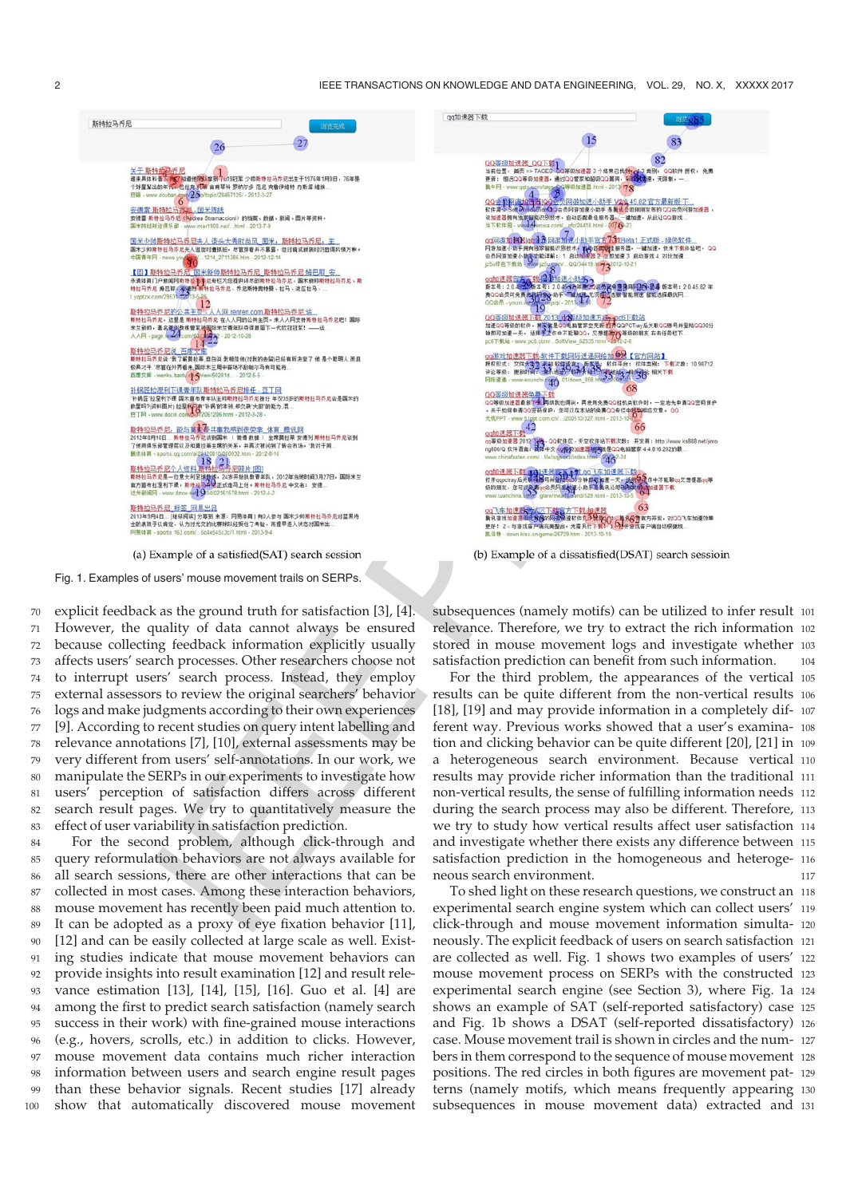(a) Example of a satisfied(SAT) search session

(b) Example of a dissatisfied(DSAT) search sessioin

Fig. 1. Examples of users' mouse movement trails on SERPs.

explicit feedback as the ground truth for satisfaction [3], [4]. However, the quality of data cannot always be ensured because collecting feedback information explicitly usually affects users' search processes. Other researchers chose not to interrupt users' search process. Instead, they employ external assessors to review the original searchers' behavior logs and make judgments according to their own experiences [9]. According to recent studies on query intent labelling and relevance annotations [7], [10], external assessments may be very different from users' self-annotations. In our work, we manipulate the SERPs in our experiments to investigate how users' perception of satisfaction differs across different search result pages. We try to quantitatively measure the effect of user variability in satisfaction prediction.

For the second problem, although click-through and query reformulation behaviors are not always available for all search sessions, there are other interactions that can be collected in most cases. Among these interaction behaviors, mouse movement has recently been paid much attention to. It can be adopted as a proxy of eye fixation behavior [11], [12] and can be easily collected at large scale as well. Existing studies indicate that mouse movement behaviors can provide insights into result examination [12] and result relevance estimation [13], [14], [15], [16]. Guo et al. [4] are among the first to predict search satisfaction (namely search success in their work) with fine-grained mouse interactions (e.g., hovers, scrolls, etc.) in addition to clicks. However, mouse movement data contains much richer interaction information between users and search engine result pages than these behavior signals. Recent studies [17] already show that automatically discovered mouse movement subsequences (namely motifs) can be utilized to infer result relevance. Therefore, we try to extract the rich information stored in mouse movement logs and investigate whether satisfaction prediction can benefit from such information.

For the third problem, the appearances of the vertical results can be quite different from the non-vertical results [18], [19] and may provide information in a completely different way. Previous works showed that a user's examination and clicking behavior can be quite different [20], [21] in a heterogeneous search environment. Because vertical results may provide richer information than the traditional non-vertical results, the sense of fulfilling information needs during the search process may also be different. Therefore, we try to study how vertical results affect user satisfaction and investigate whether there exists any difference between satisfaction prediction in the homogeneous and heterogeneous search environment.

To shed light on these research questions, we construct an experimental search engine system which can collect users' click-through and mouse movement information simultaneously. The explicit feedback of users on search satisfaction are collected as well. Fig. 1 shows two examples of users' mouse movement process on SERPs with the constructed experimental search engine (see Section 3), where Fig. 1a shows an example of SAT (self-reported satisfactory) case and Fig. 1b shows a DSAT (self-reported dissatisfactory) case. Mouse movement trail is shown in circles and the numbers in them correspond to the sequence of mouse movement positions. The red circles in both figures are movement patterns (namely motifs, which means frequently appearing subsequences in mouse movement data) extracted and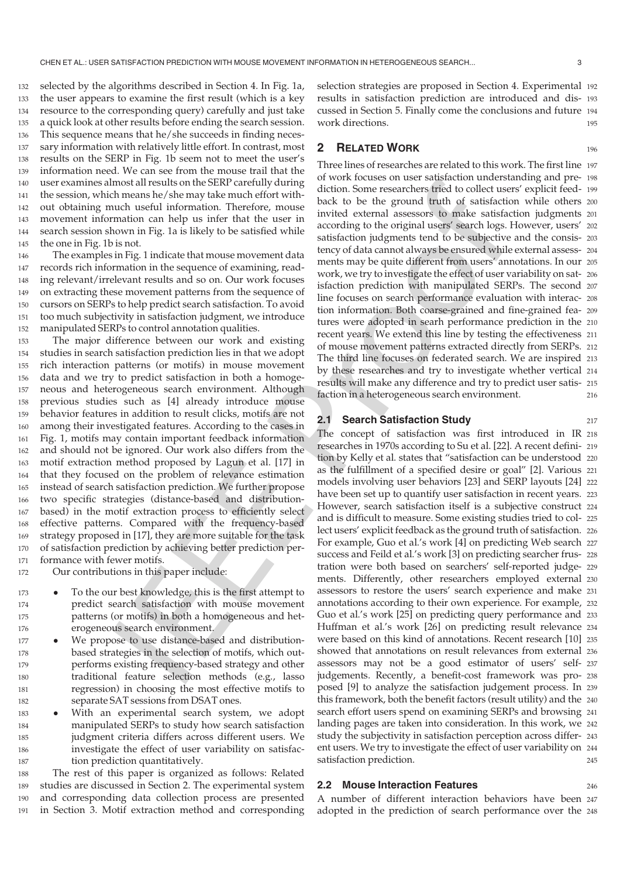selected by the algorithms described in Section 4. In Fig. 1a, the user appears to examine the first result (which is a key resource to the corresponding query) carefully and just take a quick look at other results before ending the search session. This sequence means that he/she succeeds in finding necessary information with relatively little effort. In contrast, most results on the SERP in Fig. 1b seem not to meet the user's information need. We can see from the mouse trail that the user examines almost all results on the SERP carefully during the session, which means he/she may take much effort without obtaining much useful information. Therefore, mouse movement information can help us infer that the user in search session shown in Fig. 1a is likely to be satisfied while the one in Fig. 1b is not.

The examples in Fig. 1 indicate that mouse movement data records rich information in the sequence of examining, reading relevant/irrelevant results and so on. Our work focuses on extracting these movement patterns from the sequence of cursors on SERPs to help predict search satisfaction. To avoid too much subjectivity in satisfaction judgment, we introduce manipulated SERPs to control annotation qualities.

The major difference between our work and existing studies in search satisfaction prediction lies in that we adopt rich interaction patterns (or motifs) in mouse movement data and we try to predict satisfaction in both a homogeneous and heterogeneous search environment. Although previous studies such as [4] already introduce mouse behavior features in addition to result clicks, motifs are not among their investigated features. According to the cases in Fig. 1, motifs may contain important feedback information and should not be ignored. Our work also differs from the motif extraction method proposed by Lagun et al. [17] in that they focused on the problem of relevance estimation instead of search satisfaction prediction. We further propose two specific strategies (distance-based and distribution-based) in the motif extraction process to efficiently select effective patterns. Compared with the frequency-based strategy proposed in [17], they are more suitable for the task of satisfaction prediction by achieving better prediction performance with fewer motifs.

Our contributions in this paper include:

- To the our best knowledge, this is the first attempt to predict search satisfaction with mouse movement patterns (or motifs) in both a homogeneous and heterogeneous search environment.
- We propose to use distance-based and distribution-based strategies in the selection of motifs, which outperforms existing frequency-based strategy and other traditional feature selection methods (e.g., lasso regression) in choosing the most effective motifs to separate SAT sessions from DSAT ones.
- With an experimental search system, we adopt manipulated SERPs to study how search satisfaction judgment criteria differs across different users. We investigate the effect of user variability on satisfaction prediction quantitatively.

The rest of this paper is organized as follows: Related studies are discussed in Section 2. The experimental system and corresponding data collection process are presented in Section 3. Motif extraction method and corresponding selection strategies are proposed in Section 4. Experimental results in satisfaction prediction are introduced and discussed in Section 5. Finally come the conclusions and future work directions.

## 2 Related Work

Three lines of researches are related to this work. The first line of work focuses on user satisfaction understanding and prediction. Some researchers tried to collect users' explicit feedback to be the ground truth of satisfaction while others invited external assessors to make satisfaction judgments according to the original users' search logs. However, users' satisfaction judgments tend to be subjective and the consistency of data cannot always be ensured while external assessments may be quite different from users' annotations. In our work, we try to investigate the effect of user variability on satisfaction prediction with manipulated SERPs. The second line focuses on search performance evaluation with interaction information. Both coarse-grained and fine-grained features were adopted in searh performance prediction in the recent years. We extend this line by testing the effectiveness of mouse movement patterns extracted directly from SERPs. The third line focuses on federated search. We are inspired by these researches and try to investigate whether vertical results will make any difference and try to predict user satisfaction in a heterogeneous search environment.

### 2.1 Search Satisfaction Study

The concept of satisfaction was first introduced in IR researches in 1970s according to Su et al. [22]. A recent definition by Kelly et al. states that "satisfaction can be understood as the fulfillment of a specified desire or goal" [2]. Various models involving user behaviors [23] and SERP layouts [24] have been set up to quantify user satisfaction in recent years. However, search satisfaction itself is a subjective construct and is difficult to measure. Some existing studies tried to collect users' explicit feedback as the ground truth of satisfaction. For example, Guo et al.'s work [4] on predicting Web search success and Feild et al.'s work [3] on predicting searcher frustration were both based on searchers' self-reported judgements. Differently, other researchers employed external assessors to restore the users' search experience and make annotations according to their own experience. For example, Guo et al.'s work [25] on predicting query performance and Huffman et al.'s work [26] on predicting result relevance were based on this kind of annotations. Recent research [10] showed that annotations on result relevances from external assessors may not be a good estimator of users' self-judgements. Recently, a benefit-cost framework was proposed [9] to analyze the satisfaction judgement process. In this framework, both the benefit factors (result utility) and the search effort users spend on examining SERPs and browsing landing pages are taken into consideration. In this work, we study the subjectivity in satisfaction perception across different users. We try to investigate the effect of user variability on satisfaction prediction.

### 2.2 Mouse Interaction Features

A number of different interaction behaviors have been adopted in the prediction of search performance over the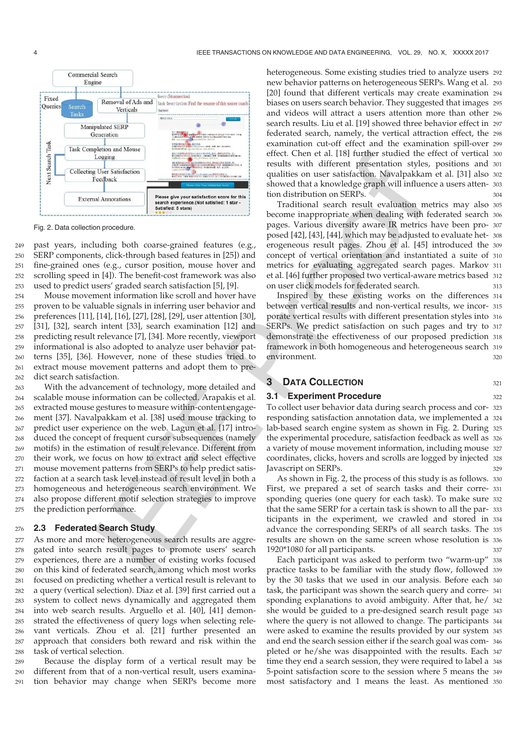Fig. 2. Data collection procedure.

past years, including both coarse-grained features (e.g., SERP components, click-through based features in [25]) and fine-grained ones (e.g., cursor position, mouse hover and scrolling speed in [4]). The benefit-cost framework was also used to predict users' graded search satisfaction [5], [9].

Mouse movement information like scroll and hover have proven to be valuable signals in inferring user behavior and preferences [11], [14], [16], [27], [28], [29], user attention [30], [31], [32], search intent [33], search examination [12] and predicting result relevance [7], [34]. More recently, viewport informational is also adopted to analyze user behavior patterns [35], [36]. However, none of these studies tried to extract mouse movement patterns and adopt them to predict search satisfaction.

With the advancement of technology, more detailed and scalable mouse information can be collected. Arapakis et al. extracted mouse gestures to measure within-content engagement [37]. Navalpakkam et al. [38] used mouse tracking to predict user experience on the web. Lagun et al. [17] introduced the concept of frequent cursor subsequences (namely motifs) in the estimation of result relevance. Different from their work, we focus on how to extract and select effective mouse movement patterns from SERPs to help predict satisfaction at a search task level instead of result level in both a homogeneous and heterogeneous search environment. We also propose different motif selection strategies to improve the prediction performance.

### 2.3 Federated Search Study

As more and more heterogeneous search results are aggregated into search result pages to promote users' search experiences, there are a number of existing works focused on this kind of federated search, among which most works focused on predicting whether a vertical result is relevant to a query (vertical selection). Diaz et al. [39] first carried out a system to collect news dynamically and aggregated them into web search results. Arguello et al. [40], [41] demonstrated the effectiveness of query logs when selecting relevant verticals. Zhou et al. [21] further presented an approach that considers both reward and risk within the task of vertical selection.

Because the display form of a vertical result may be different from that of a non-vertical result, users examination behavior may change when SERPs become more heterogeneous. Some existing studies tried to analyze users new behavior patterns on heterogeneous SERPs. Wang et al. [20] found that different verticals may create examination biases on users search behavior. They suggested that images and videos will attract a users attention more than other search results. Liu et al. [19] showed three behavior effect in federated search, namely, the vertical attraction effect, the examination cut-off effect and the examination spill-over effect. Chen et al. [18] further studied the effect of vertical results with different presentation styles, positions and qualities on user satisfaction. Navalpakkam et al. [31] also showed that a knowledge graph will influence a users attention distribution on SERPs.

Traditional search result evaluation metrics may also become inappropriate when dealing with federated search pages. Various diversity aware IR metrics have been proposed [42], [43], [44], which may be adjusted to evaluate heterogeneous result pages. Zhou et al. [45] introduced the concept of vertical orientation and instantiated a suite of metrics for evaluating aggregated search pages. Markov et al. [46] further proposed two vertical-aware metrics based on user click models for federated search.

Inspired by these existing works on the differences between vertical results and non-vertical results, we incorporate vertical results with different presentation styles into SERPs. We predict satisfaction on such pages and try to demonstrate the effectiveness of our proposed prediction framework in both homogeneous and heterogeneous search environment.

## 3 Data Collection

### 3.1 Experiment Procedure

To collect user behavior data during search process and corresponding satisfaction annotation data, we implemented a lab-based search engine system as shown in Fig. 2. During the experimental procedure, satisfaction feedback as well as a variety of mouse movement information, including mouse coordinates, clicks, hovers and scrolls are logged by injected Javascript on SERPs.

As shown in Fig. 2, the process of this study is as follows. First, we prepared a set of search tasks and their corresponding queries (one query for each task). To make sure that the same SERP for a certain task is shown to all the participants in the experiment, we crawled and stored in advance the corresponding SERPs of all search tasks. The results are shown on the same screen whose resolution is 1920*1080 for all participants.

Each participant was asked to perform two "warm-up" practice tasks to be familiar with the study flow, followed by the 30 tasks that we used in our analysis. Before each task, the participant was shown the search query and corresponding explanations to avoid ambiguity. After that, he/she would be guided to a pre-designed search result page where the query is not allowed to change. The participants were asked to examine the results provided by our system and end the search session either if the search goal was completed or he/she was disappointed with the results. Each time they end a search session, they were required to label a 5-point satisfaction score to the session where 5 means the most satisfactory and 1 means the least. As mentioned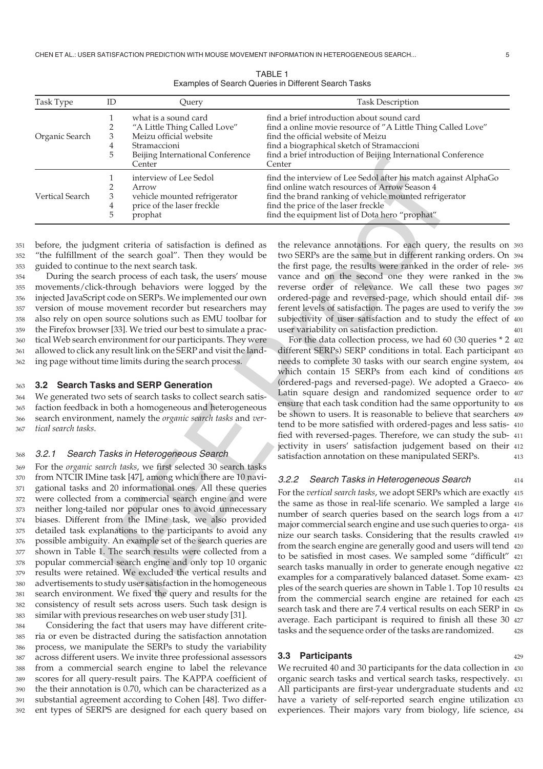TABLE 1
Examples of Search Queries in Different Search Tasks

| Task Type | ID | Query | Task Description |
|---|---|---|---|
| Organic Search | 1 | what is a sound card | find a brief introduction about sound card |
| | 2 | "A Little Thing Called Love" | find a online movie resource of "A Little Thing Called Love" |
| | 3 | Meizu official website | find the official website of Meizu |
| | 4 | Stramaccioni | find a biographical sketch of Stramaccioni |
| | 5 | Beijing International Conference Center | find a brief introduction of Beijing International Conference Center |
| Vertical Search | 1 | interview of Lee Sedol | find the interview of Lee Sedol after his match against AlphaGo |
| | 2 | Arrow | find online watch resources of Arrow Season 4 |
| | 3 | vehicle mounted refrigerator | find the brand ranking of vehicle mounted refrigerator |
| | 4 | price of the laser freckle | find the price of the laser freckle |
| | 5 | prophat | find the equipment list of Dota hero "prophat" |

before, the judgment criteria of satisfaction is defined as "the fulfillment of the search goal". Then they would be guided to continue to the next search task.

During the search process of each task, the users' mouse movements/click-through behaviors were logged by the injected JavaScript code on SERPs. We implemented our own version of mouse movement recorder but researchers may also rely on open source solutions such as EMU toolbar for the Firefox browser [33]. We tried our best to simulate a practical Web search environment for our participants. They were allowed to click any result link on the SERP and visit the landing page without time limits during the search process.

### 3.2 Search Tasks and SERP Generation

We generated two sets of search tasks to collect search satisfaction feedback in both a homogeneous and heterogeneous search environment, namely the *organic search tasks* and *vertical search tasks*.

#### 3.2.1 Search Tasks in Heterogeneous Search

For the *organic search tasks*, we first selected 30 search tasks from NTCIR IMine task [47], among which there are 10 navigational tasks and 20 informational ones. All these queries were collected from a commercial search engine and were neither long-tailed nor popular ones to avoid unnecessary biases. Different from the IMine task, we also provided detailed task explanations to the participants to avoid any possible ambiguity. An example set of the search queries are shown in Table 1. The search results were collected from a popular commercial search engine and only top 10 organic results were retained. We excluded the vertical results and advertisements to study user satisfaction in the homogeneous search environment. We fixed the query and results for the consistency of result sets across users. Such task design is similar with previous researches on web user study [31].

Considering the fact that users may have different criteria or even be distracted during the satisfaction annotation process, we manipulate the SERPs to study the variability across different users. We invite three professional assessors from a commercial search engine to label the relevance scores for all query-result pairs. The KAPPA coefficient of the their annotation is 0.70, which can be characterized as a substantial agreement according to Cohen [48]. Two different types of SERPS are designed for each query based on the relevance annotations. For each query, the results on two SERPs are the same but in different ranking orders. On the first page, the results were ranked in the order of relevance and on the second one they were ranked in the reverse order of relevance. We call these two pages ordered-page and reversed-page, which should entail different levels of satisfaction. The pages are used to verify the subjectivity of user satisfaction and to study the effect of user variability on satisfaction prediction.

For the data collection process, we had 60 (30 queries * 2 different SERPs) SERP conditions in total. Each participant needs to complete 30 tasks with our search engine system, which contain 15 SERPs from each kind of conditions (ordered-pags and reversed-page). We adopted a Graeco-Latin square design and randomized sequence order to ensure that each task condition had the same opportunity to be shown to users. It is reasonable to believe that searchers tend to be more satisfied with ordered-pages and less satisfied with reversed-pages. Therefore, we can study the subjectivity in users' satisfaction judgement based on their satisfaction annotation on these manipulated SERPs.

#### 3.2.2 Search Tasks in Heterogeneous Search

For the *vertical search tasks*, we adopt SERPs which are exactly the same as those in real-life scenario. We sampled a large number of search queries based on the search logs from a major commercial search engine and use such queries to organize our search tasks. Considering that the results crawled from the search engine are generally good and users will tend to be satisfied in most cases. We sampled some "difficult" search tasks manually in order to generate enough negative examples for a comparatively balanced dataset. Some examples of the search queries are shown in Table 1. Top 10 results from the commercial search engine are retained for each search task and there are 7.4 vertical results on each SERP in average. Each participant is required to finish all these 30 tasks and the sequence order of the tasks are randomized.

### 3.3 Participants

We recruited 40 and 30 participants for the data collection in organic search tasks and vertical search tasks, respectively. All participants are first-year undergraduate students and have a variety of self-reported search engine utilization experiences. Their majors vary from biology, life science,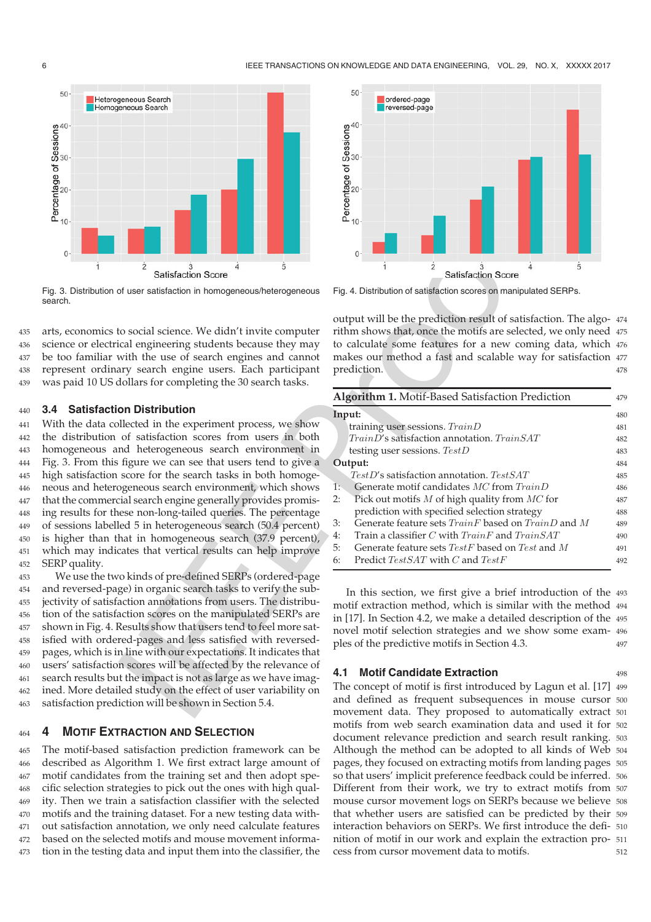Fig. 3. Distribution of user satisfaction in homogeneous/heterogeneous search.

Fig. 4. Distribution of satisfaction scores on manipulated SERPs.

arts, economics to social science. We didn't invite computer science or electrical engineering students because they may be too familiar with the use of search engines and cannot represent ordinary search engine users. Each participant was paid 10 US dollars for completing the 30 search tasks.

### 3.4 Satisfaction Distribution

With the data collected in the experiment process, we show the distribution of satisfaction scores from users in both homogeneous and heterogeneous search environment in Fig. 3. From this figure we can see that users tend to give a high satisfaction score for the search tasks in both homogeneous and heterogeneous search environment, which shows that the commercial search engine generally provides promising results for these non-long-tailed queries. The percentage of sessions labelled 5 in heterogeneous search (50.4 percent) is higher than that in homogeneous search (37.9 percent), which may indicates that vertical results can help improve SERP quality.

We use the two kinds of pre-defined SERPs (ordered-page and reversed-page) in organic search tasks to verify the subjectivity of satisfaction annotations from users. The distribution of the satisfaction scores on the manipulated SERPs are shown in Fig. 4. Results show that users tend to feel more satisfied with ordered-pages and less satisfied with reversed-pages, which is in line with our expectations. It indicates that users' satisfaction scores will be affected by the relevance of search results but the impact is not as large as we have imagined. More detailed study on the effect of user variability on satisfaction prediction will be shown in Section 5.4.

## 4 Motif Extraction and Selection

The motif-based satisfaction prediction framework can be described as Algorithm 1. We first extract large amount of motif candidates from the training set and then adopt specific selection strategies to pick out the ones with high quality. Then we train a satisfaction classifier with the selected motifs and the training dataset. For a new testing data without satisfaction annotation, we only need calculate features based on the selected motifs and mouse movement information in the testing data and input them into the classifier, the output will be the prediction result of satisfaction. The algorithm shows that, once the motifs are selected, we only need to calculate some features for a new coming data, which makes our method a fast and scalable way for satisfaction prediction.

**Algorithm 1.** Motif-Based Satisfaction Prediction

**Input:**
  training user sessions. $TrainD$
  $TrainD$'s satisfaction annotation. $TrainSAT$
  testing user sessions. $TestD$
**Output:**
  $TestD$'s satisfaction annotation. $TestSAT$
1: Generate motif candidates $MC$ from $TrainD$
2: Pick out motifs $M$ of high quality from $MC$ for prediction with specified selection strategy
3: Generate feature sets $TrainF$ based on $TrainD$ and $M$
4: Train a classifier $C$ with $TrainF$ and $TrainSAT$
5: Generate feature sets $TestF$ based on $Test$ and $M$
6: Predict $TestSAT$ with $C$ and $TestF$

In this section, we first give a brief introduction of the motif extraction method, which is similar with the method in [17]. In Section 4.2, we make a detailed description of the novel motif selection strategies and we show some examples of the predictive motifs in Section 4.3.

### 4.1 Motif Candidate Extraction

The concept of motif is first introduced by Lagun et al. [17] and defined as frequent subsequences in mouse cursor movement data. They proposed to automatically extract motifs from web search examination data and used it for document relevance prediction and search result ranking. Although the method can be adopted to all kinds of Web pages, they focused on extracting motifs from landing pages so that users' implicit preference feedback could be inferred. Different from their work, we try to extract motifs from mouse cursor movement logs on SERPs because we believe that whether users are satisfied can be predicted by their interaction behaviors on SERPs. We first introduce the definition of motif in our work and explain the extraction process from cursor movement data to motifs.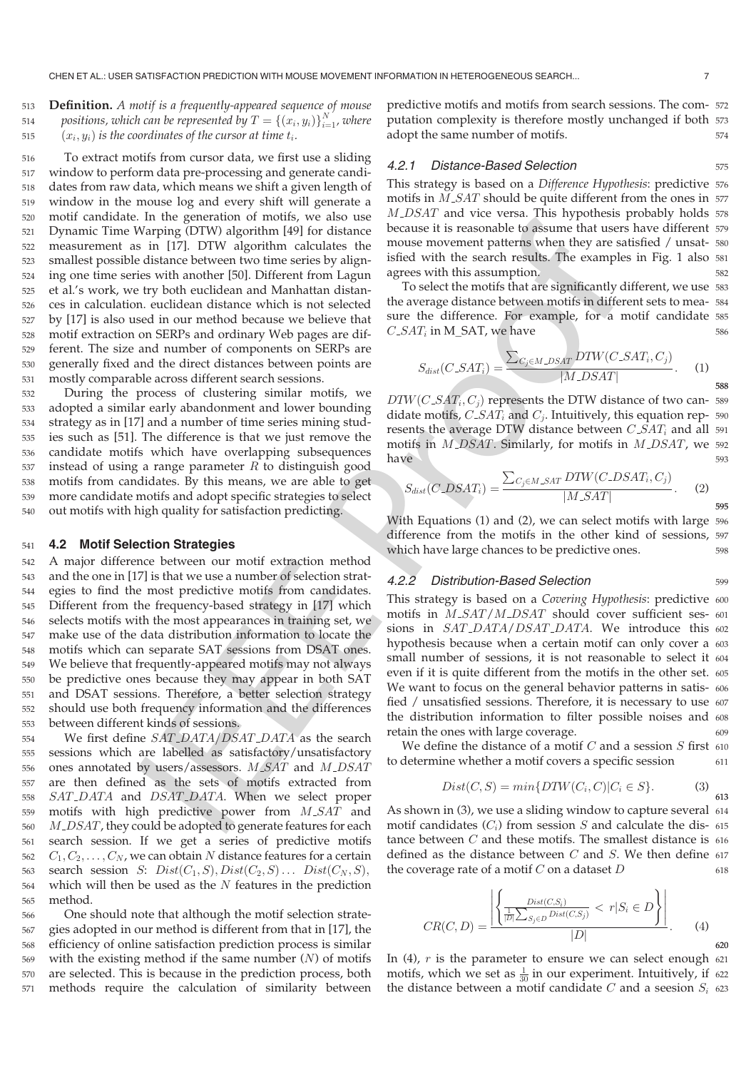**Definition.** *A motif is a frequently-appeared sequence of mouse positions, which can be represented by $T = \{(x_i, y_i)\}_{i=1}^{N}$, where $(x_i, y_i)$ is the coordinates of the cursor at time $t_i$.*

To extract motifs from cursor data, we first use a sliding window to perform data pre-processing and generate candidates from raw data, which means we shift a given length of window in the mouse log and every shift will generate a motif candidate. In the generation of motifs, we also use Dynamic Time Warping (DTW) algorithm [49] for distance measurement as in [17]. DTW algorithm calculates the smallest possible distance between two time series by aligning one time series with another [50]. Different from Lagun et al.'s work, we try both euclidean and Manhattan distances in calculation. euclidean distance which is not selected by [17] is also used in our method because we believe that motif extraction on SERPs and ordinary Web pages are different. The size and number of components on SERPs are generally fixed and the direct distances between points are mostly comparable across different search sessions.

During the process of clustering similar motifs, we adopted a similar early abandonment and lower bounding strategy as in [17] and a number of time series mining studies such as [51]. The difference is that we just remove the candidate motifs which have overlapping subsequences instead of using a range parameter $R$ to distinguish good motifs from candidates. By this means, we are able to get more candidate motifs and adopt specific strategies to select out motifs with high quality for satisfaction predicting.

## 4.2 Motif Selection Strategies

A major difference between our motif extraction method and the one in [17] is that we use a number of selection strategies to find the most predictive motifs from candidates. Different from the frequency-based strategy in [17] which selects motifs with the most appearances in training set, we make use of the data distribution information to locate the motifs which can separate SAT sessions from DSAT ones. We believe that frequently-appeared motifs may not always be predictive ones because they may appear in both SAT and DSAT sessions. Therefore, a better selection strategy should use both frequency information and the differences between different kinds of sessions.

We first define $SAT\_DATA/DSAT\_DATA$ as the search sessions which are labelled as satisfactory/unsatisfactory ones annotated by users/assessors. $M\_SAT$ and $M\_DSAT$ are then defined as the sets of motifs extracted from $SAT\_DATA$ and $DSAT\_DATA$. When we select proper motifs with high predictive power from $M\_SAT$ and $M\_DSAT$, they could be adopted to generate features for each search session. If we get a series of predictive motifs $C_1, C_2, \ldots, C_N$, we can obtain $N$ distance features for a certain search session $S$: $Dist(C_1, S), Dist(C_2, S) \ldots\ Dist(C_N, S)$, which will then be used as the $N$ features in the prediction method.

One should note that although the motif selection strategies adopted in our method is different from that in [17], the efficiency of online satisfaction prediction process is similar with the existing method if the same number ($N$) of motifs are selected. This is because in the prediction process, both methods require the calculation of similarity between predictive motifs and motifs from search sessions. The computation complexity is therefore mostly unchanged if both adopt the same number of motifs.

### 4.2.1 Distance-Based Selection

This strategy is based on a *Difference Hypothesis*: predictive motifs in $M\_SAT$ should be quite different from the ones in $M\_DSAT$ and vice versa. This hypothesis probably holds because it is reasonable to assume that users have different mouse movement patterns when they are satisfied / unsatisfied with the search results. The examples in Fig. 1 also agrees with this assumption.

To select the motifs that are significantly different, we use the average distance between motifs in different sets to measure the difference. For example, for a motif candidate $C\_SAT_i$ in M_SAT, we have

$$S_{dist}(C\_SAT_i) = \frac{\sum_{C_j \in M\_DSAT} DTW(C\_SAT_i, C_j)}{|M\_DSAT|}. \quad (1)$$

$DTW(C\_SAT_i, C_j)$ represents the DTW distance of two candidate motifs, $C\_SAT_i$ and $C_j$. Intuitively, this equation represents the average DTW distance between $C\_SAT_i$ and all motifs in $M\_DSAT$. Similarly, for motifs in $M\_DSAT$, we have

$$S_{dist}(C\_DSAT_i) = \frac{\sum_{C_j \in M\_SAT} DTW(C\_DSAT_i, C_j)}{|M\_SAT|}. \quad (2)$$

With Equations (1) and (2), we can select motifs with large difference from the motifs in the other kind of sessions, which have large chances to be predictive ones.

### 4.2.2 Distribution-Based Selection

This strategy is based on a *Covering Hypothesis*: predictive motifs in $M\_SAT/M\_DSAT$ should cover sufficient sessions in $SAT\_DATA/DSAT\_DATA$. We introduce this hypothesis because when a certain motif can only cover a small number of sessions, it is not reasonable to select it even if it is quite different from the motifs in the other set. We want to focus on the general behavior patterns in satisfied / unsatisfied sessions. Therefore, it is necessary to use the distribution information to filter possible noises and retain the ones with large coverage.

We define the distance of a motif $C$ and a session $S$ first to determine whether a motif covers a specific session

$$Dist(C, S) = min\{DTW(C_i, C) | C_i \in S\}. \quad (3)$$

As shown in (3), we use a sliding window to capture several motif candidates ($C_i$) from session $S$ and calculate the distance between $C$ and these motifs. The smallest distance is defined as the distance between $C$ and $S$. We then define the coverage rate of a motif $C$ on a dataset $D$

$$CR(C, D) = \frac{\left|\left\{\frac{Dist(C, S_i)}{\frac{1}{|D|}\sum_{S_j \in D} Dist(C, S_j)} < r | S_i \in D\right\}\right|}{|D|}. \quad (4)$$

In (4), $r$ is the parameter to ensure we can select enough motifs, which we set as $\frac{1}{30}$ in our experiment. Intuitively, if the distance between a motif candidate $C$ and a seesion $S_i$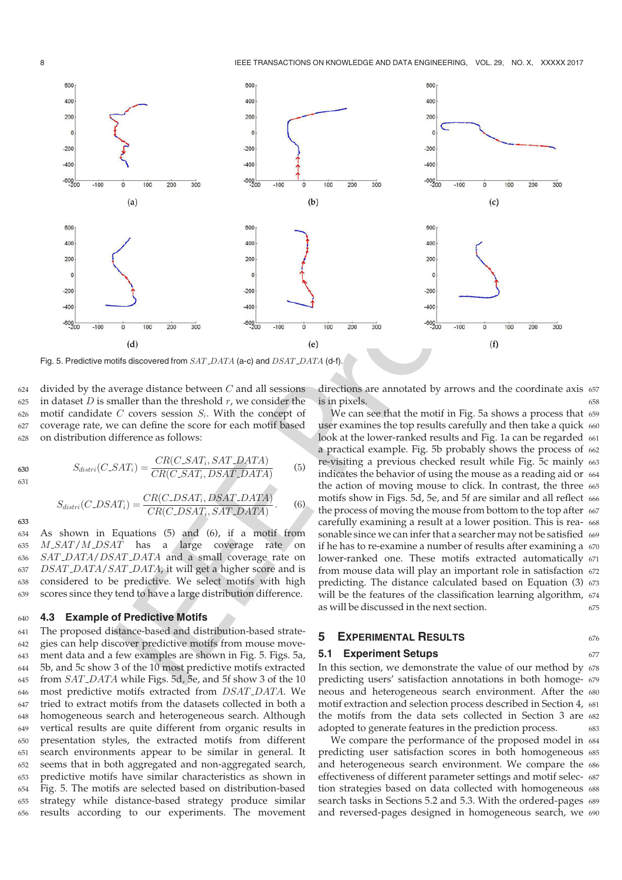Fig. 5. Predictive motifs discovered from $SAT\_DATA$ (a-c) and $DSAT\_DATA$ (d-f).

divided by the average distance between $C$ and all sessions in dataset $D$ is smaller than the threshold $r$, we consider the motif candidate $C$ covers session $S_i$. With the concept of coverage rate, we can define the score for each motif based on distribution difference as follows:

$$S_{distri}(C\_SAT_i) = \frac{CR(C\_SAT_i, SAT\_DATA)}{CR(C\_SAT_i, DSAT\_DATA)} \tag{5}$$

$$S_{distri}(C\_DSAT_i) = \frac{CR(C\_DSAT_i, DSAT\_DATA)}{CR(C\_DSAT_i, SAT\_DATA)}. \tag{6}$$

As shown in Equations (5) and (6), if a motif from $M\_SAT/M\_DSAT$ has a large coverage rate on $SAT\_DATA/DSAT\_DATA$ and a small coverage rate on $DSAT\_DATA/SAT\_DATA$, it will get a higher score and is considered to be predictive. We select motifs with high scores since they tend to have a large distribution difference.

### 4.3 Example of Predictive Motifs

The proposed distance-based and distribution-based strategies can help discover predictive motifs from mouse movement data and a few examples are shown in Fig. 5. Figs. 5a, 5b, and 5c show 3 of the 10 most predictive motifs extracted from $SAT\_DATA$ while Figs. 5d, 5e, and 5f show 3 of the 10 most predictive motifs extracted from $DSAT\_DATA$. We tried to extract motifs from the datasets collected in both a homogeneous search and heterogeneous search. Although vertical results are quite different from organic results in presentation styles, the extracted motifs from different search environments appear to be similar in general. It seems that in both aggregated and non-aggregated search, predictive motifs have similar characteristics as shown in Fig. 5. The motifs are selected based on distribution-based strategy while distance-based strategy produce similar results according to our experiments. The movement directions are annotated by arrows and the coordinate axis is in pixels.

We can see that the motif in Fig. 5a shows a process that user examines the top results carefully and then take a quick look at the lower-ranked results and Fig. 1a can be regarded a practical example. Fig. 5b probably shows the process of re-visiting a previous checked result while Fig. 5c mainly indicates the behavior of using the mouse as a reading aid or the action of moving mouse to click. In contrast, the three motifs show in Figs. 5d, 5e, and 5f are similar and all reflect the process of moving the mouse from bottom to the top after carefully examining a result at a lower position. This is reasonable since we can infer that a searcher may not be satisfied if he has to re-examine a number of results after examining a lower-ranked one. These motifs extracted automatically from mouse data will play an important role in satisfaction predicting. The distance calculated based on Equation (3) will be the features of the classification learning algorithm, as will be discussed in the next section.

## 5 Experimental Results

### 5.1 Experiment Setups

In this section, we demonstrate the value of our method by predicting users' satisfaction annotations in both homogeneous and heterogeneous search environment. After the motif extraction and selection process described in Section 4, the motifs from the data sets collected in Section 3 are adopted to generate features in the prediction process.

We compare the performance of the proposed model in predicting user satisfaction scores in both homogeneous and heterogeneous search environment. We compare the effectiveness of different parameter settings and motif selection strategies based on data collected with homogeneous search tasks in Sections 5.2 and 5.3. With the ordered-pages and reversed-pages designed in homogeneous search, we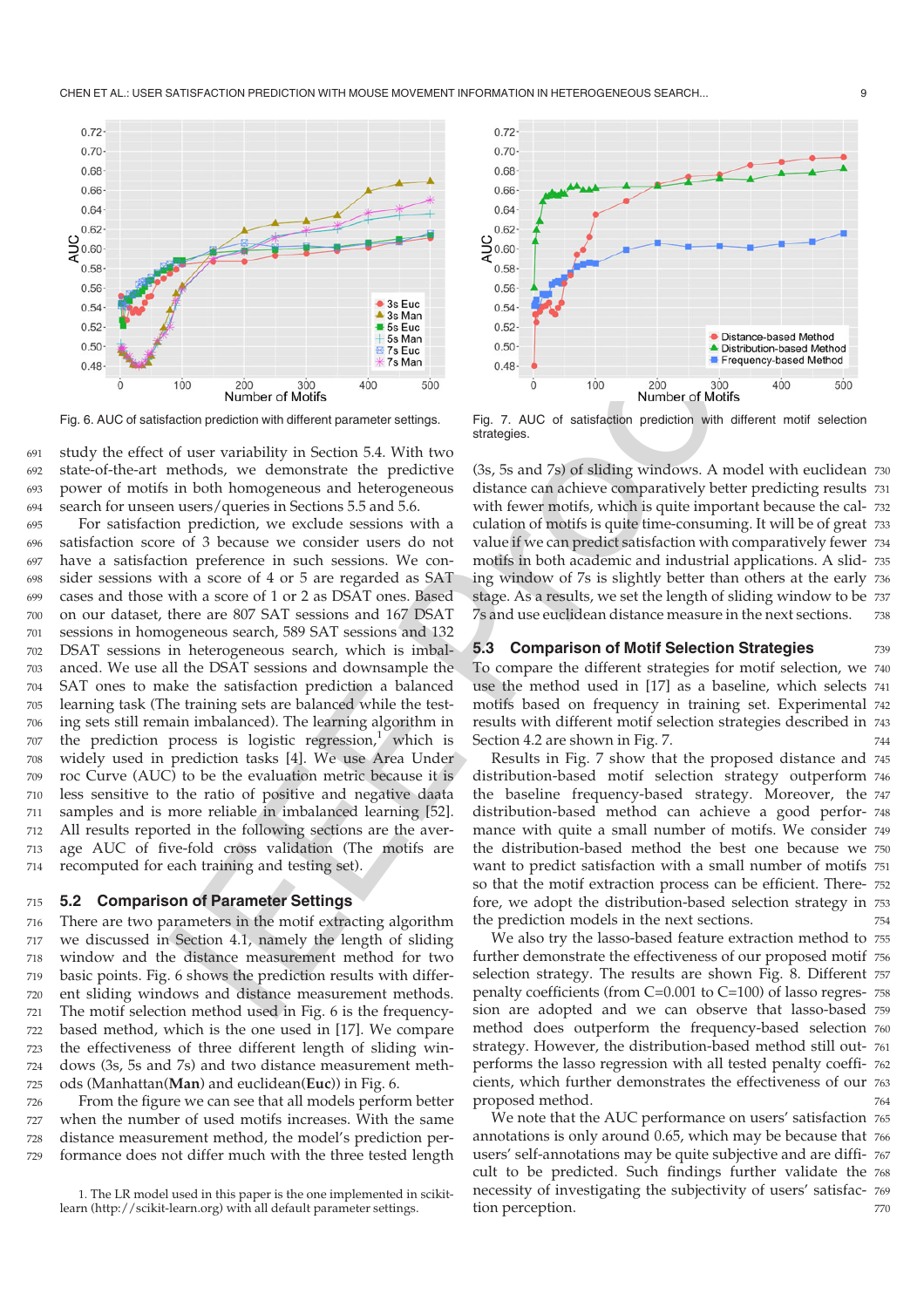Fig. 6. AUC of satisfaction prediction with different parameter settings.

Fig. 7. AUC of satisfaction prediction with different motif selection strategies.

study the effect of user variability in Section 5.4. With two state-of-the-art methods, we demonstrate the predictive power of motifs in both homogeneous and heterogeneous search for unseen users/queries in Sections 5.5 and 5.6.

For satisfaction prediction, we exclude sessions with a satisfaction score of 3 because we consider users do not have a satisfaction preference in such sessions. We consider sessions with a score of 4 or 5 are regarded as SAT cases and those with a score of 1 or 2 as DSAT ones. Based on our dataset, there are 807 SAT sessions and 167 DSAT sessions in homogeneous search, 589 SAT sessions and 132 DSAT sessions in heterogeneous search, which is imbalanced. We use all the DSAT sessions and downsample the SAT ones to make the satisfaction prediction a balanced learning task (The training sets are balanced while the testing sets still remain imbalanced). The learning algorithm in the prediction process is logistic regression,[1] which is widely used in prediction tasks [4]. We use Area Under roc Curve (AUC) to be the evaluation metric because it is less sensitive to the ratio of positive and negative daata samples and is more reliable in imbalanced learning [52]. All results reported in the following sections are the average AUC of five-fold cross validation (The motifs are recomputed for each training and testing set).

## 5.2 Comparison of Parameter Settings

There are two parameters in the motif extracting algorithm we discussed in Section 4.1, namely the length of sliding window and the distance measurement method for two basic points. Fig. 6 shows the prediction results with different sliding windows and distance measurement methods. The motif selection method used in Fig. 6 is the frequency-based method, which is the one used in [17]. We compare the effectiveness of three different length of sliding windows (3s, 5s and 7s) and two distance measurement methods (Manhattan(**Man**) and euclidean(**Euc**)) in Fig. 6.

From the figure we can see that all models perform better when the number of used motifs increases. With the same distance measurement method, the model's prediction performance does not differ much with the three tested length (3s, 5s and 7s) of sliding windows. A model with euclidean distance can achieve comparatively better predicting results with fewer motifs, which is quite important because the calculation of motifs is quite time-consuming. It will be of great value if we can predict satisfaction with comparatively fewer motifs in both academic and industrial applications. A sliding window of 7s is slightly better than others at the early stage. As a results, we set the length of sliding window to be 7s and use euclidean distance measure in the next sections.

## 5.3 Comparison of Motif Selection Strategies

To compare the different strategies for motif selection, we use the method used in [17] as a baseline, which selects motifs based on frequency in training set. Experimental results with different motif selection strategies described in Section 4.2 are shown in Fig. 7.

Results in Fig. 7 show that the proposed distance and distribution-based motif selection strategy outperform the baseline frequency-based strategy. Moreover, the distribution-based method can achieve a good performance with quite a small number of motifs. We consider the distribution-based method the best one because we want to predict satisfaction with a small number of motifs so that the motif extraction process can be efficient. Therefore, we adopt the distribution-based selection strategy in the prediction models in the next sections.

We also try the lasso-based feature extraction method to further demonstrate the effectiveness of our proposed motif selection strategy. The results are shown Fig. 8. Different penalty coefficients (from C=0.001 to C=100) of lasso regression are adopted and we can observe that lasso-based method does outperform the frequency-based selection strategy. However, the distribution-based method still outperforms the lasso regression with all tested penalty coefficients, which further demonstrates the effectiveness of our proposed method.

We note that the AUC performance on users' satisfaction annotations is only around 0.65, which may be because that users' self-annotations may be quite subjective and are difficult to be predicted. Such findings further validate the necessity of investigating the subjectivity of users' satisfaction perception.

1. The LR model used in this paper is the one implemented in scikit-learn (http://scikit-learn.org) with all default parameter settings.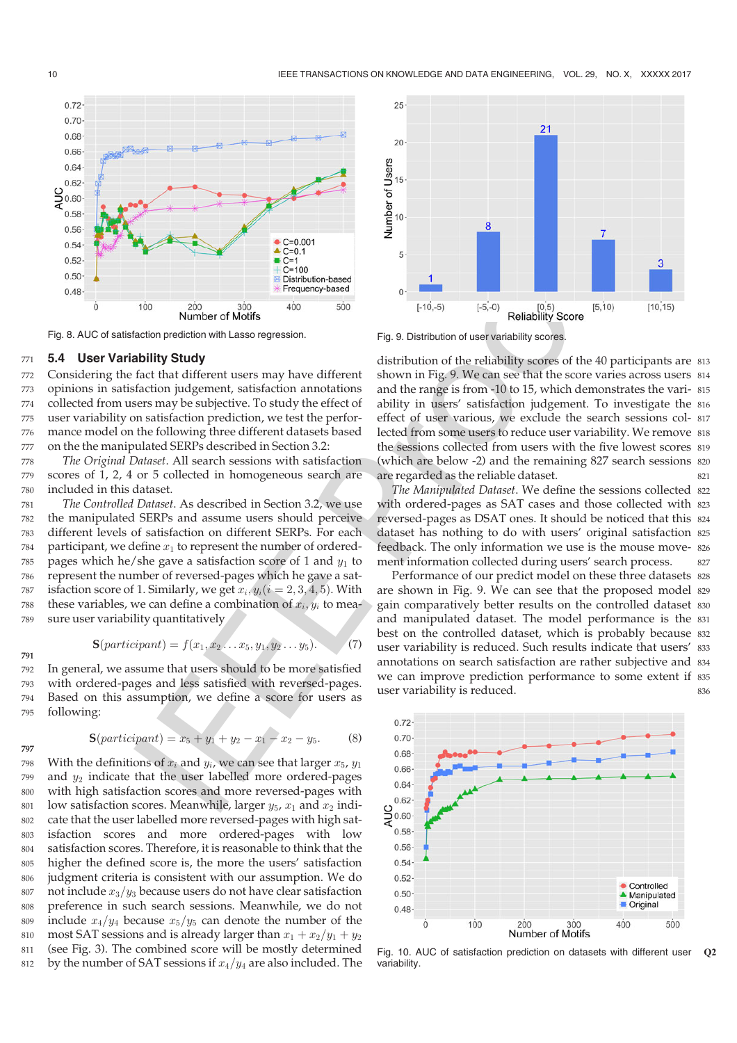Fig. 8. AUC of satisfaction prediction with Lasso regression.

Fig. 9. Distribution of user variability scores.

### 5.4 User Variability Study

Considering the fact that different users may have different opinions in satisfaction judgement, satisfaction annotations collected from users may be subjective. To study the effect of user variability on satisfaction prediction, we test the performance model on the following three different datasets based on the the manipulated SERPs described in Section 3.2:

*The Original Dataset*. All search sessions with satisfaction scores of 1, 2, 4 or 5 collected in homogeneous search are included in this dataset.

*The Controlled Dataset*. As described in Section 3.2, we use the manipulated SERPs and assume users should perceive different levels of satisfaction on different SERPs. For each participant, we define $x_1$ to represent the number of ordered-pages which he/she gave a satisfaction score of 1 and $y_1$ to represent the number of reversed-pages which he gave a satisfaction score of 1. Similarly, we get $x_i, y_i (i = 2, 3, 4, 5)$. With these variables, we can define a combination of $x_i, y_i$ to measure user variability quantitatively

$$\mathbf{S}(participant) = f(x_1, x_2 \ldots x_5, y_1, y_2 \ldots y_5). \tag{7}$$

In general, we assume that users should to be more satisfied with ordered-pages and less satisfied with reversed-pages. Based on this assumption, we define a score for users as following:

$$\mathbf{S}(participant) = x_5 + y_1 + y_2 - x_1 - x_2 - y_5. \tag{8}$$

With the definitions of $x_i$ and $y_i$, we can see that larger $x_5$, $y_1$ and $y_2$ indicate that the user labelled more ordered-pages with high satisfaction scores and more reversed-pages with low satisfaction scores. Meanwhile, larger $y_5$, $x_1$ and $x_2$ indicate that the user labelled more reversed-pages with high satisfaction scores and more ordered-pages with low satisfaction scores. Therefore, it is reasonable to think that the higher the defined score is, the more the users' satisfaction judgment criteria is consistent with our assumption. We do not include $x_3/y_3$ because users do not have clear satisfaction preference in such search sessions. Meanwhile, we do not include $x_4/y_4$ because $x_5/y_5$ can denote the number of the most SAT sessions and is already larger than $x_1 + x_2/y_1 + y_2$ (see Fig. 3). The combined score will be mostly determined by the number of SAT sessions if $x_4/y_4$ are also included. The distribution of the reliability scores of the 40 participants are shown in Fig. 9. We can see that the score varies across users and the range is from -10 to 15, which demonstrates the variability in users' satisfaction judgement. To investigate the effect of user various, we exclude the search sessions collected from some users to reduce user variability. We remove the sessions collected from users with the five lowest scores (which are below -2) and the remaining 827 search sessions are regarded as the reliable dataset.

*The Manipulated Dataset*. We define the sessions collected with ordered-pages as SAT cases and those collected with reversed-pages as DSAT ones. It should be noticed that this dataset has nothing to do with users' original satisfaction feedback. The only information we use is the mouse movement information collected during users' search process.

Performance of our predict model on these three datasets are shown in Fig. 9. We can see that the proposed model gain comparatively better results on the controlled dataset and manipulated dataset. The model performance is the best on the controlled dataset, which is probably because user variability is reduced. Such results indicate that users' annotations on search satisfaction are rather subjective and we can improve prediction performance to some extent if user variability is reduced.

Fig. 10. AUC of satisfaction prediction on datasets with different user variability.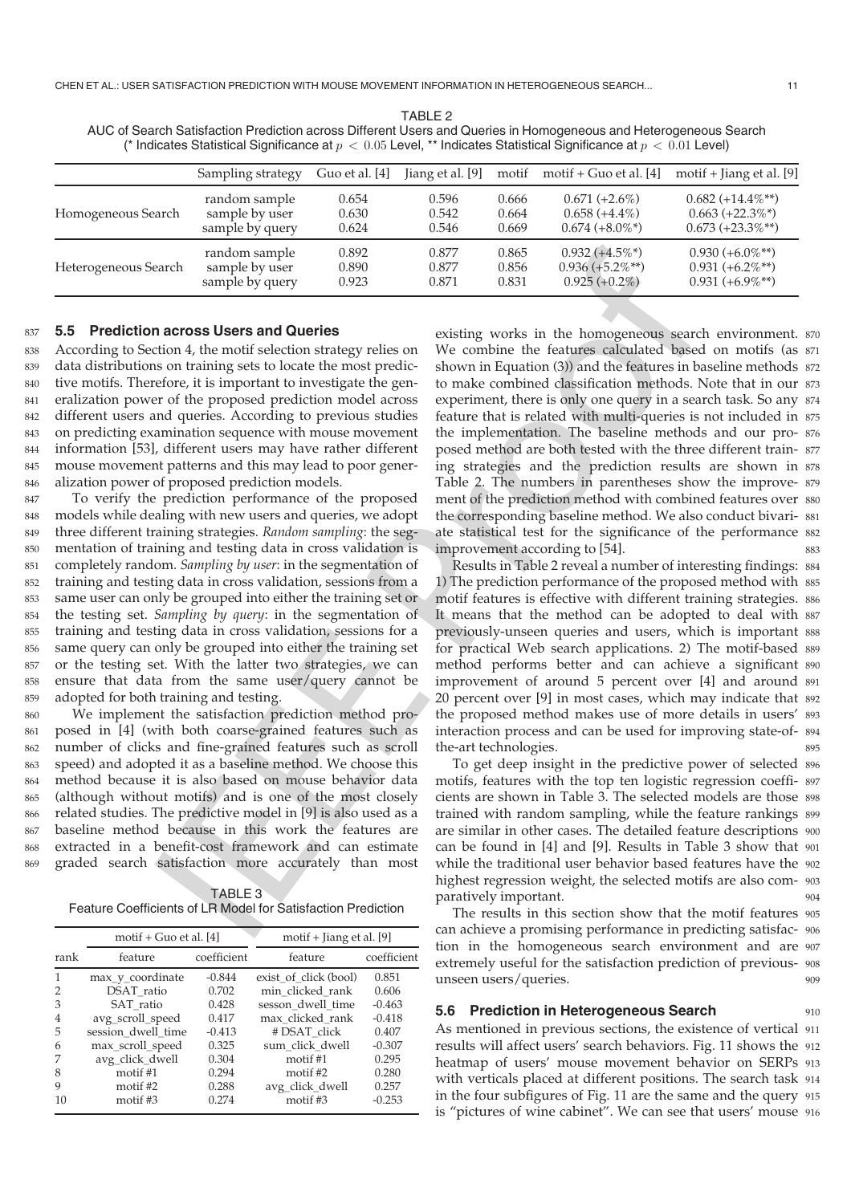TABLE 2
AUC of Search Satisfaction Prediction across Different Users and Queries in Homogeneous and Heterogeneous Search
(* Indicates Statistical Significance at $p < 0.05$ Level, ** Indicates Statistical Significance at $p < 0.01$ Level)

| | Sampling strategy | Guo et al. [4] | Jiang et al. [9] | motif | motif + Guo et al. [4] | motif + Jiang et al. [9] |
|---|---|---|---|---|---|---|
| Homogeneous Search | random sample | 0.654 | 0.596 | 0.666 | 0.671 (+2.6%) | 0.682 (+14.4%**) |
| | sample by user | 0.630 | 0.542 | 0.664 | 0.658 (+4.4%) | 0.663 (+22.3%*) |
| | sample by query | 0.624 | 0.546 | 0.669 | 0.674 (+8.0%*) | 0.673 (+23.3%**) |
| Heterogeneous Search | random sample | 0.892 | 0.877 | 0.865 | 0.932 (+4.5%*) | 0.930 (+6.0%**) |
| | sample by user | 0.890 | 0.877 | 0.856 | 0.936 (+5.2%**) | 0.931 (+6.2%**) |
| | sample by query | 0.923 | 0.871 | 0.831 | 0.925 (+0.2%) | 0.931 (+6.9%**) |

### 5.5 Prediction across Users and Queries

According to Section 4, the motif selection strategy relies on data distributions on training sets to locate the most predictive motifs. Therefore, it is important to investigate the generalization power of the proposed prediction model across different users and queries. According to previous studies on predicting examination sequence with mouse movement information [53], different users may have rather different mouse movement patterns and this may lead to poor generalization power of proposed prediction models.

To verify the prediction performance of the proposed models while dealing with new users and queries, we adopt three different training strategies. *Random sampling*: the segmentation of training and testing data in cross validation is completely random. *Sampling by user*: in the segmentation of training and testing data in cross validation, sessions from a same user can only be grouped into either the training set or the testing set. *Sampling by query*: in the segmentation of training and testing data in cross validation, sessions for a same query can only be grouped into either the training set or the testing set. With the latter two strategies, we can ensure that data from the same user/query cannot be adopted for both training and testing.

We implement the satisfaction prediction method proposed in [4] (with both coarse-grained features such as number of clicks and fine-grained features such as scroll speed) and adopted it as a baseline method. We choose this method because it is also based on mouse behavior data (although without motifs) and is one of the most closely related studies. The predictive model in [9] is also used as a baseline method because in this work the features are extracted in a benefit-cost framework and can estimate graded search satisfaction more accurately than most existing works in the homogeneous search environment. We combine the features calculated based on motifs (as shown in Equation (3)) and the features in baseline methods to make combined classification methods. Note that in our experiment, there is only one query in a search task. So any feature that is related with multi-queries is not included in the implementation. The baseline methods and our proposed method are both tested with the three different training strategies and the prediction results are shown in Table 2. The numbers in parentheses show the improvement of the prediction method with combined features over the corresponding baseline method. We also conduct bivariate statistical test for the significance of the performance improvement according to [54].

Results in Table 2 reveal a number of interesting findings: 1) The prediction performance of the proposed method with motif features is effective with different training strategies. It means that the method can be adopted to deal with previously-unseen queries and users, which is important for practical Web search applications. 2) The motif-based method performs better and can achieve a significant improvement of around 5 percent over [4] and around 20 percent over [9] in most cases, which may indicate that the proposed method makes use of more details in users' interaction process and can be used for improving state-of-the-art technologies.

To get deep insight in the predictive power of selected motifs, features with the top ten logistic regression coefficients are shown in Table 3. The selected models are those trained with random sampling, while the feature rankings are similar in other cases. The detailed feature descriptions can be found in [4] and [9]. Results in Table 3 show that while the traditional user behavior based features have the highest regression weight, the selected motifs are also comparatively important.

The results in this section show that the motif features can achieve a promising performance in predicting satisfaction in the homogeneous search environment and are extremely useful for the satisfaction prediction of previous-unseen users/queries.

TABLE 3
Feature Coefficients of LR Model for Satisfaction Prediction

| | motif + Guo et al. [4] | | motif + Jiang et al. [9] | |
|---|---|---|---|---|
| rank | feature | coefficient | feature | coefficient |
| 1 | max_y_coordinate | -0.844 | exist_of_click (bool) | 0.851 |
| 2 | DSAT_ratio | 0.702 | min_clicked_rank | 0.606 |
| 3 | SAT_ratio | 0.428 | sesson_dwell_time | -0.463 |
| 4 | avg_scroll_speed | 0.417 | max_clicked_rank | -0.418 |
| 5 | session_dwell_time | -0.413 | # DSAT_click | 0.407 |
| 6 | max_scroll_speed | 0.325 | sum_click_dwell | -0.307 |
| 7 | avg_click_dwell | 0.304 | motif #1 | 0.295 |
| 8 | motif #1 | 0.294 | motif #2 | 0.280 |
| 9 | motif #2 | 0.288 | avg_click_dwell | 0.257 |
| 10 | motif #3 | 0.274 | motif #3 | -0.253 |

### 5.6 Prediction in Heterogeneous Search

As mentioned in previous sections, the existence of vertical results will affect users' search behaviors. Fig. 11 shows the heatmap of users' mouse movement behavior on SERPs with verticals placed at different positions. The search task in the four subfigures of Fig. 11 are the same and the query is "pictures of wine cabinet". We can see that users' mouse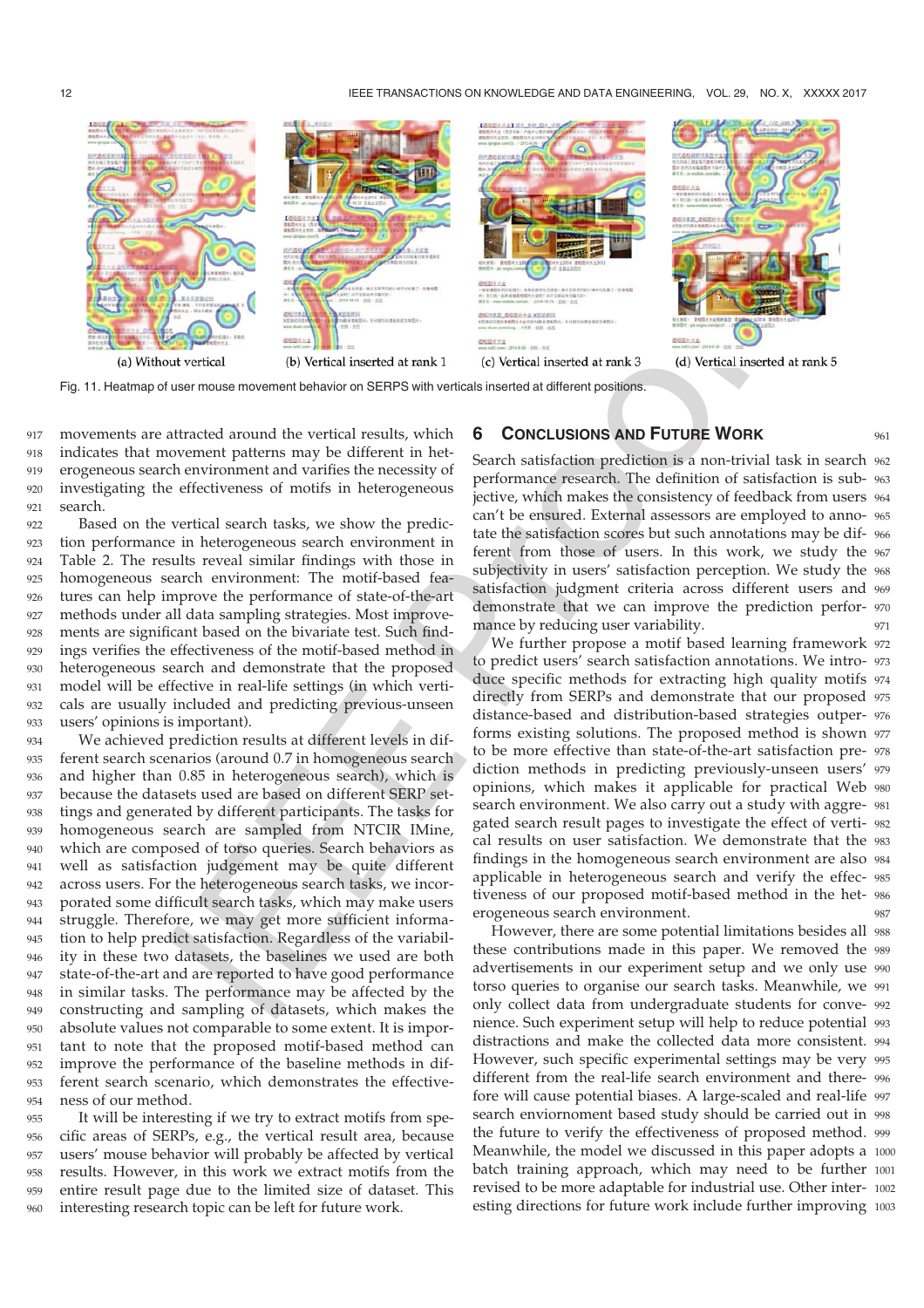(a) Without vertical

(b) Vertical inserted at rank 1

(c) Vertical inserted at rank 3

(d) Vertical inserted at rank 5

Fig. 11. Heatmap of user mouse movement behavior on SERPS with verticals inserted at different positions.

movements are attracted around the vertical results, which indicates that movement patterns may be different in heterogeneous search environment and varifies the necessity of investigating the effectiveness of motifs in heterogeneous search.

Based on the vertical search tasks, we show the prediction performance in heterogeneous search environment in Table 2. The results reveal similar findings with those in homogeneous search environment: The motif-based features can help improve the performance of state-of-the-art methods under all data sampling strategies. Most improvements are significant based on the bivariate test. Such findings verifies the effectiveness of the motif-based method in heterogeneous search and demonstrate that the proposed model will be effective in real-life settings (in which verticals are usually included and predicting previous-unseen users' opinions is important).

We achieved prediction results at different levels in different search scenarios (around 0.7 in homogeneous search and higher than 0.85 in heterogeneous search), which is because the datasets used are based on different SERP settings and generated by different participants. The tasks for homogeneous search are sampled from NTCIR IMine, which are composed of torso queries. Search behaviors as well as satisfaction judgement may be quite different across users. For the heterogeneous search tasks, we incorporated some difficult search tasks, which may make users struggle. Therefore, we may get more sufficient information to help predict satisfaction. Regardless of the variability in these two datasets, the baselines we used are both state-of-the-art and are reported to have good performance in similar tasks. The performance may be affected by the constructing and sampling of datasets, which makes the absolute values not comparable to some extent. It is important to note that the proposed motif-based method can improve the performance of the baseline methods in different search scenario, which demonstrates the effectiveness of our method.

It will be interesting if we try to extract motifs from specific areas of SERPs, e.g., the vertical result area, because users' mouse behavior will probably be affected by vertical results. However, in this work we extract motifs from the entire result page due to the limited size of dataset. This interesting research topic can be left for future work.

## 6 Conclusions and Future Work

Search satisfaction prediction is a non-trivial task in search performance research. The definition of satisfaction is subjective, which makes the consistency of feedback from users can't be ensured. External assessors are employed to annotate the satisfaction scores but such annotations may be different from those of users. In this work, we study the subjectivity in users' satisfaction perception. We study the satisfaction judgment criteria across different users and demonstrate that we can improve the prediction performance by reducing user variability.

We further propose a motif based learning framework to predict users' search satisfaction annotations. We introduce specific methods for extracting high quality motifs directly from SERPs and demonstrate that our proposed distance-based and distribution-based strategies outperforms existing solutions. The proposed method is shown to be more effective than state-of-the-art satisfaction prediction methods in predicting previously-unseen users' opinions, which makes it applicable for practical Web search environment. We also carry out a study with aggregated search result pages to investigate the effect of vertical results on user satisfaction. We demonstrate that the findings in the homogeneous search environment are also applicable in heterogeneous search and verify the effectiveness of our proposed motif-based method in the heterogeneous search environment.

However, there are some potential limitations besides all these contributions made in this paper. We removed the advertisements in our experiment setup and we only use torso queries to organise our search tasks. Meanwhile, we only collect data from undergraduate students for convenience. Such experiment setup will help to reduce potential distractions and make the collected data more consistent. However, such specific experimental settings may be very different from the real-life search environment and therefore will cause potential biases. A large-scaled and real-life search enviornoment based study should be carried out in the future to verify the effectiveness of proposed method. Meanwhile, the model we discussed in this paper adopts a batch training approach, which may need to be further revised to be more adaptable for industrial use. Other interesting directions for future work include further improving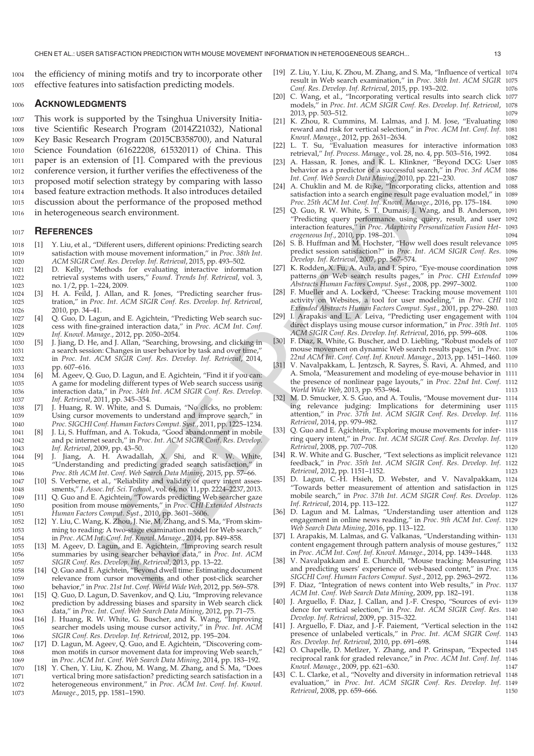the efficiency of mining motifs and try to incorporate other effective features into satisfaction predicting models.

## ACKNOWLEDGMENTS

This work is supported by the Tsinghua University Initiative Scientific Research Program (2014Z21032), National Key Basic Research Program (2015CB358700), and Natural Science Foundation (61622208, 61532011) of China. This paper is an extension of [1]. Compared with the previous conference version, it further verifies the effectiveness of the proposed motif selection strategy by comparing with lasso based feature extraction methods. It also introduces detailed discussion about the performance of the proposed method in heterogeneous search environment.

## REFERENCES

[1] Y. Liu, et al., "Different users, different opinions: Predicting search satisfaction with mouse movement information," in *Proc. 38th Int. ACM SIGIR Conf. Res. Develop. Inf. Retrieval*, 2015, pp. 493–502.

[2] D. Kelly, "Methods for evaluating interactive information retrieval systems with users," *Found. Trends Inf. Retrieval*, vol. 3, no. 1/2, pp. 1–224, 2009.

[3] H. A. Feild, J. Allan, and R. Jones, "Predicting searcher frustration," in *Proc. Int. ACM SIGIR Conf. Res. Develop. Inf. Retrieval*, 2010, pp. 34–41.

[4] Q. Guo, D. Lagun, and E. Agichtein, "Predicting Web search success with fine-grained interaction data," in *Proc. ACM Int. Conf. Inf. Knowl. Manage.*, 2012, pp. 2050–2054.

[5] J. Jiang, D. He, and J. Allan, "Searching, browsing, and clicking in a search session: Changes in user behavior by task and over time," in *Proc. Int. ACM SIGIR Conf. Res. Develop. Inf. Retrieval*, 2014, pp. 607–616.

[6] M. Ageev, Q. Guo, D. Lagun, and E. Agichtein, "Find it if you can: A game for modeling different types of Web search success using interaction data," in *Proc. 34th Int. ACM SIGIR Conf. Res. Develop. Inf. Retrieval*, 2011, pp. 345–354.

[7] J. Huang, R. W. White, and S. Dumais, "No clicks, no problem: Using cursor movements to understand and improve search," in *Proc. SIGCHI Conf. Human Factors Comput. Syst.*, 2011, pp. 1225–1234.

[8] J. Li, S. Huffman, and A. Tokuda, "Good abandonment in mobile and pc internet search," in *Proc. Int. ACM SIGIR Conf. Res. Develop. Inf. Retrieval*, 2009, pp. 43–50.

[9] J. Jiang, A. H. Awadallah, X. Shi, and R. W. White, "Understanding and predicting graded search satisfaction," in *Proc. 8th ACM Int. Conf. Web Search Data Mining*, 2015, pp. 57–66.

[10] S. Verberne, et al., "Reliability and validity of query intent assessments," *J. Assoc. Inf. Sci. Technol.*, vol. 64, no. 11, pp. 2224–2237, 2013.

[11] Q. Guo and E. Agichtein, "Towards predicting Web searcher gaze position from mouse movements," in *Proc. CHI Extended Abstracts Human Factors Comput. Syst.*, 2010, pp. 3601–3606.

[12] Y. Liu, C. Wang, K. Zhou, J. Nie, M. Zhang, and S. Ma, "From skimming to reading: A two-stage examination model for Web search," in *Proc. ACM Int. Conf. Inf. Knowl. Manage.*, 2014, pp. 849–858.

[13] M. Ageev, D. Lagun, and E. Agichtein, "Improving search result summaries by using searcher behavior data," in *Proc. Int. ACM SIGIR Conf. Res. Develop. Inf. Retrieval*, 2013, pp. 13–22.

[14] Q. Guo and E. Agichtein, "Beyond dwell time: Estimating document relevance from cursor movements and other post-click searcher behavior," in *Proc. 21st Int. Conf. World Wide Web*, 2012, pp. 569–578.

[15] Q. Guo, D. Lagun, D. Savenkov, and Q. Liu, "Improving relevance prediction by addressing biases and sparsity in Web search click data," in *Proc. Int. Conf. Web Search Data Mining*, 2012, pp. 71–75.

[16] J. Huang, R. W. White, G. Buscher, and K. Wang, "Improving searcher models using mouse cursor activity," in *Proc. Int. ACM SIGIR Conf. Res. Develop. Inf. Retrieval*, 2012, pp. 195–204.

[17] D. Lagun, M. Ageev, Q. Guo, and E. Agichtein, "Discovering common motifs in cursor movement data for improving Web search," in *Proc. ACM Int. Conf. Web Search Data Mining*, 2014, pp. 183–192.

[18] Y. Chen, Y. Liu, K. Zhou, M. Wang, M. Zhang, and S. Ma, "Does vertical bring more satisfaction? predicting search satisfaction in a heterogeneous environment," in *Proc. ACM Int. Conf. Inf. Knowl. Manage.*, 2015, pp. 1581–1590.

[19] Z. Liu, Y. Liu, K. Zhou, M. Zhang, and S. Ma, "Influence of vertical result in Web search examination," in *Proc. 38th Int. ACM SIGIR Conf. Res. Develop. Inf. Retrieval*, 2015, pp. 193–202.

[20] C. Wang, et al., "Incorporating vertical results into search click models," in *Proc. Int. ACM SIGIR Conf. Res. Develop. Inf. Retrieval*, 2013, pp. 503–512.

[21] K. Zhou, R. Cummins, M. Lalmas, and J. M. Jose, "Evaluating reward and risk for vertical selection," in *Proc. ACM Int. Conf. Inf. Knowl. Manage.*, 2012, pp. 2631–2634.

[22] L. T. Su, "Evaluation measures for interactive information retrieval," *Inf. Process. Manage.*, vol. 28, no. 4, pp. 503–516, 1992.

[23] A. Hassan, R. Jones, and K. L. Klinkner, "Beyond DCG: User behavior as a predictor of a successful search," in *Proc. 3rd ACM Int. Conf. Web Search Data Mining*, 2010, pp. 221–230.

[24] A. Chuklin and M. de Rijke, "Incorporating clicks, attention and satisfaction into a search engine result page evaluation model," in *Proc. 25th ACM Int. Conf. Inf. Knowl. Manage.*, 2016, pp. 175–184.

[25] Q. Guo, R. W. White, S. T. Dumais, J. Wang, and B. Anderson, "Predicting query performance using query, result, and user interaction features," in *Proc. Adaptivity Personalization Fusion Heterogeneous Inf.*, 2010, pp. 198–201.

[26] S. B. Huffman and M. Hochster, "How well does result relevance predict session satisfaction?" in *Proc. Int. ACM SIGIR Conf. Res. Develop. Inf. Retrieval*, 2007, pp. 567–574.

[27] K. Rodden, X. Fu, A. Aula, and I. Spiro, "Eye-mouse coordination patterns on Web search results pages," in *Proc. CHI Extended Abstracts Human Factors Comput. Syst.*, 2008, pp. 2997–3002.

[28] F. Mueller and A. Lockerd, "Cheese: Tracking mouse movement activity on Websites, a tool for user modeling," in *Proc. CHI Extended Abstracts Human Factors Comput. Syst.*, 2001, pp. 279–280.

[29] I. Arapakis and L. A. Leiva, "Predicting user engagement with direct displays using mouse cursor information," in *Proc. 39th Int. ACM SIGIR Conf. Res. Develop. Inf. Retrieval*, 2016, pp. 599–608.

[30] F. Diaz, R. White, G. Buscher, and D. Liebling, "Robust models of mouse movement on dynamic Web search results pages," in *Proc. 22nd ACM Int. Conf. Conf. Inf. Knowl. Manage.*, 2013, pp. 1451–1460.

[31] V. Navalpakkam, L. Jentzsch, R. Sayres, S. Ravi, A. Ahmed, and A. Smola, "Measurement and modeling of eye-mouse behavior in the presence of nonlinear page layouts," in *Proc. 22nd Int. Conf. World Wide Web*, 2013, pp. 953–964.

[32] M. D. Smucker, X. S. Guo, and A. Toulis, "Mouse movement during relevance judging: Implications for determining user attention," in *Proc. 37th Int. ACM SIGIR Conf. Res. Develop. Inf. Retrieval*, 2014, pp. 979–982.

[33] Q. Guo and E. Agichtein, "Exploring mouse movements for inferring query intent," in *Proc. Int. ACM SIGIR Conf. Res. Develop. Inf. Retrieval*, 2008, pp. 707–708.

[34] R. W. White and G. Buscher, "Text selections as implicit relevance feedback," in *Proc. 35th Int. ACM SIGIR Conf. Res. Develop. Inf. Retrieval*, 2012, pp. 1151–1152.

[35] D. Lagun, C.-H. Hsieh, D. Webster, and V. Navalpakkam, "Towards better measurement of attention and satisfaction in mobile search," in *Proc. 37th Int. ACM SIGIR Conf. Res. Develop. Inf. Retrieval*, 2014, pp. 113–122.

[36] D. Lagun and M. Lalmas, "Understanding user attention and engagement in online news reading," in *Proc. 9th ACM Int. Conf. Web Search Data Mining*, 2016, pp. 113–122.

[37] I. Arapakis, M. Lalmas, and G. Valkanas, "Understanding within-content engagement through pattern analysis of mouse gestures," in *Proc. ACM Int. Conf. Inf. Knowl. Manage.*, 2014, pp. 1439–1448.

[38] V. Navalpakkam and E. Churchill, "Mouse tracking: Measuring and predicting users' experience of web-based content," in *Proc. SIGCHI Conf. Human Factors Comput. Syst.*, 2012, pp. 2963–2972.

[39] F. Diaz, "Integration of news content into Web results," in *Proc. ACM Int. Conf. Web Search Data Mining*, 2009, pp. 182–191.

[40] J. Arguello, F. Diaz, J. Callan, and J.-F. Crespo, "Sources of evidence for vertical selection," in *Proc. Int. ACM SIGIR Conf. Res. Develop. Inf. Retrieval*, 2009, pp. 315–322.

[41] J. Arguello, F. Diaz, and J.-F. Paiement, "Vertical selection in the presence of unlabeled verticals," in *Proc. Int. ACM SIGIR Conf. Res. Develop. Inf. Retrieval*, 2010, pp. 691–698.

[42] O. Chapelle, D. Metlzer, Y. Zhang, and P. Grinspan, "Expected reciprocal rank for graded relevance," in *Proc. ACM Int. Conf. Inf. Knowl. Manage.*, 2009, pp. 621–630.

[43] C. L. Clarke, et al., "Novelty and diversity in information retrieval evaluation," in *Proc. Int. ACM SIGIR Conf. Res. Develop. Inf. Retrieval*, 2008, pp. 659–666.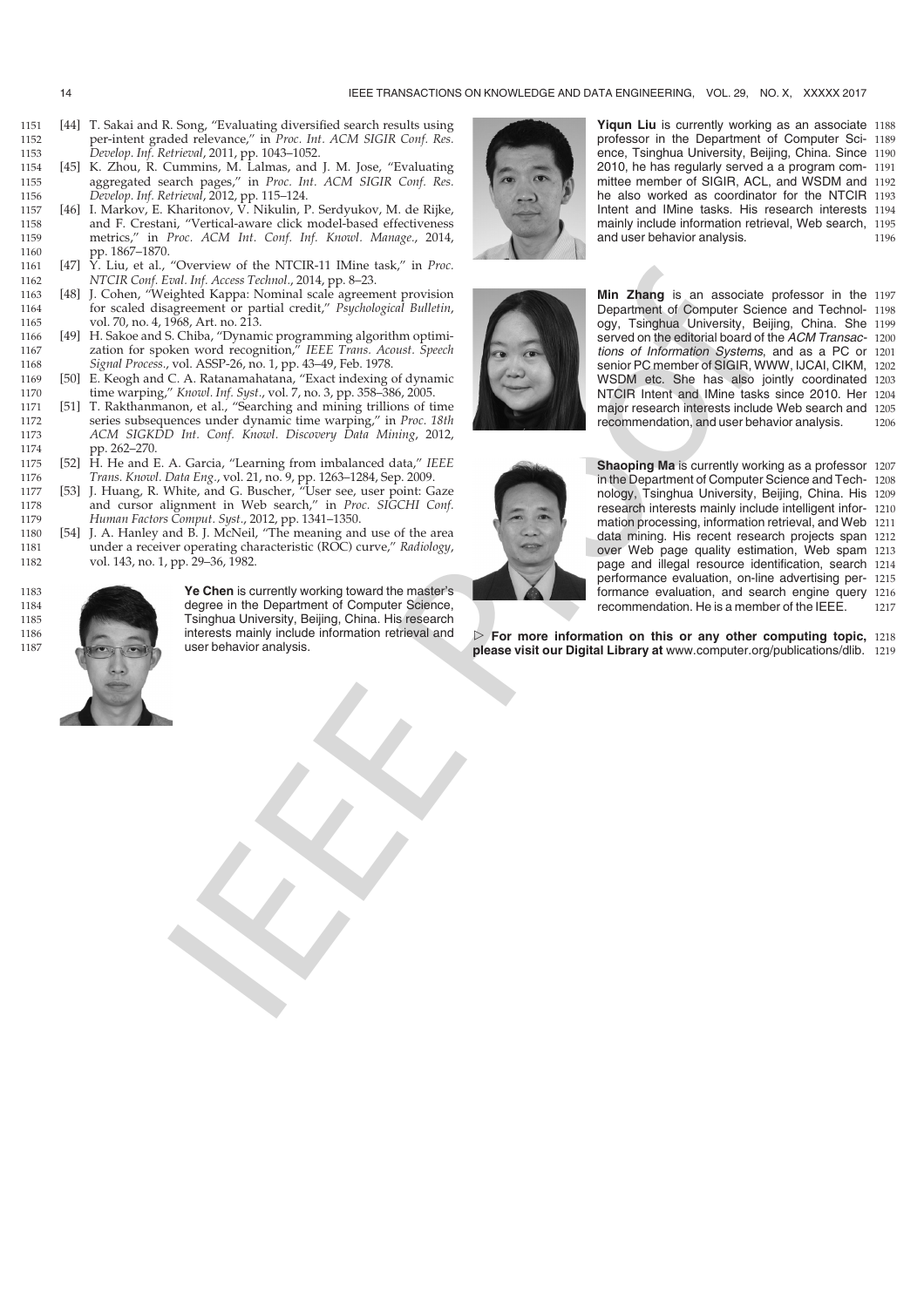[44] T. Sakai and R. Song, "Evaluating diversified search results using per-intent graded relevance," in *Proc. Int. ACM SIGIR Conf. Res. Develop. Inf. Retrieval*, 2011, pp. 1043–1052.

[45] K. Zhou, R. Cummins, M. Lalmas, and J. M. Jose, "Evaluating aggregated search pages," in *Proc. Int. ACM SIGIR Conf. Res. Develop. Inf. Retrieval*, 2012, pp. 115–124.

[46] I. Markov, E. Kharitonov, V. Nikulin, P. Serdyukov, M. de Rijke, and F. Crestani, "Vertical-aware click model-based effectiveness metrics," in *Proc. ACM Int. Conf. Inf. Knowl. Manage.*, 2014, pp. 1867–1870.

[47] Y. Liu, et al., "Overview of the NTCIR-11 IMine task," in *Proc. NTCIR Conf. Eval. Inf. Access Technol.*, 2014, pp. 8–23.

[48] J. Cohen, "Weighted Kappa: Nominal scale agreement provision for scaled disagreement or partial credit," *Psychological Bulletin*, vol. 70, no. 4, 1968, Art. no. 213.

[49] H. Sakoe and S. Chiba, "Dynamic programming algorithm optimization for spoken word recognition," *IEEE Trans. Acoust. Speech Signal Process.*, vol. ASSP-26, no. 1, pp. 43–49, Feb. 1978.

[50] E. Keogh and C. A. Ratanamahatana, "Exact indexing of dynamic time warping," *Knowl. Inf. Syst.*, vol. 7, no. 3, pp. 358–386, 2005.

[51] T. Rakthanmanon, et al., "Searching and mining trillions of time series subsequences under dynamic time warping," in *Proc. 18th ACM SIGKDD Int. Conf. Knowl. Discovery Data Mining*, 2012, pp. 262–270.

[52] H. He and E. A. Garcia, "Learning from imbalanced data," *IEEE Trans. Knowl. Data Eng.*, vol. 21, no. 9, pp. 1263–1284, Sep. 2009.

[53] J. Huang, R. White, and G. Buscher, "User see, user point: Gaze and cursor alignment in Web search," in *Proc. SIGCHI Conf. Human Factors Comput. Syst.*, 2012, pp. 1341–1350.

[54] J. A. Hanley and B. J. McNeil, "The meaning and use of the area under a receiver operating characteristic (ROC) curve," *Radiology*, vol. 143, no. 1, pp. 29–36, 1982.

**Ye Chen** is currently working toward the master's degree in the Department of Computer Science, Tsinghua University, Beijing, China. His research interests mainly include information retrieval and user behavior analysis.

**Yiqun Liu** is currently working as an associate professor in the Department of Computer Science, Tsinghua University, Beijing, China. Since 2010, he has regularly served a a program committee member of SIGIR, ACL, and WSDM and he also worked as coordinator for the NTCIR Intent and IMine tasks. His research interests mainly include information retrieval, Web search, and user behavior analysis.

**Min Zhang** is an associate professor in the Department of Computer Science and Technology, Tsinghua University, Beijing, China. She served on the editorial board of the *ACM Transactions of Information Systems*, and as a PC or senior PC member of SIGIR, WWW, IJCAI, CIKM, WSDM etc. She has also jointly coordinated NTCIR Intent and IMine tasks since 2010. Her major research interests include Web search and recommendation, and user behavior analysis.

**Shaoping Ma** is currently working as a professor in the Department of Computer Science and Technology, Tsinghua University, Beijing, China. His research interests mainly include intelligent information processing, information retrieval, and Web data mining. His recent research projects span over Web page quality estimation, Web spam page and illegal resource identification, search performance evaluation, on-line advertising performance evaluation, and search engine query recommendation. He is a member of the IEEE.

▷ **For more information on this or any other computing topic, please visit our Digital Library at** www.computer.org/publications/dlib.